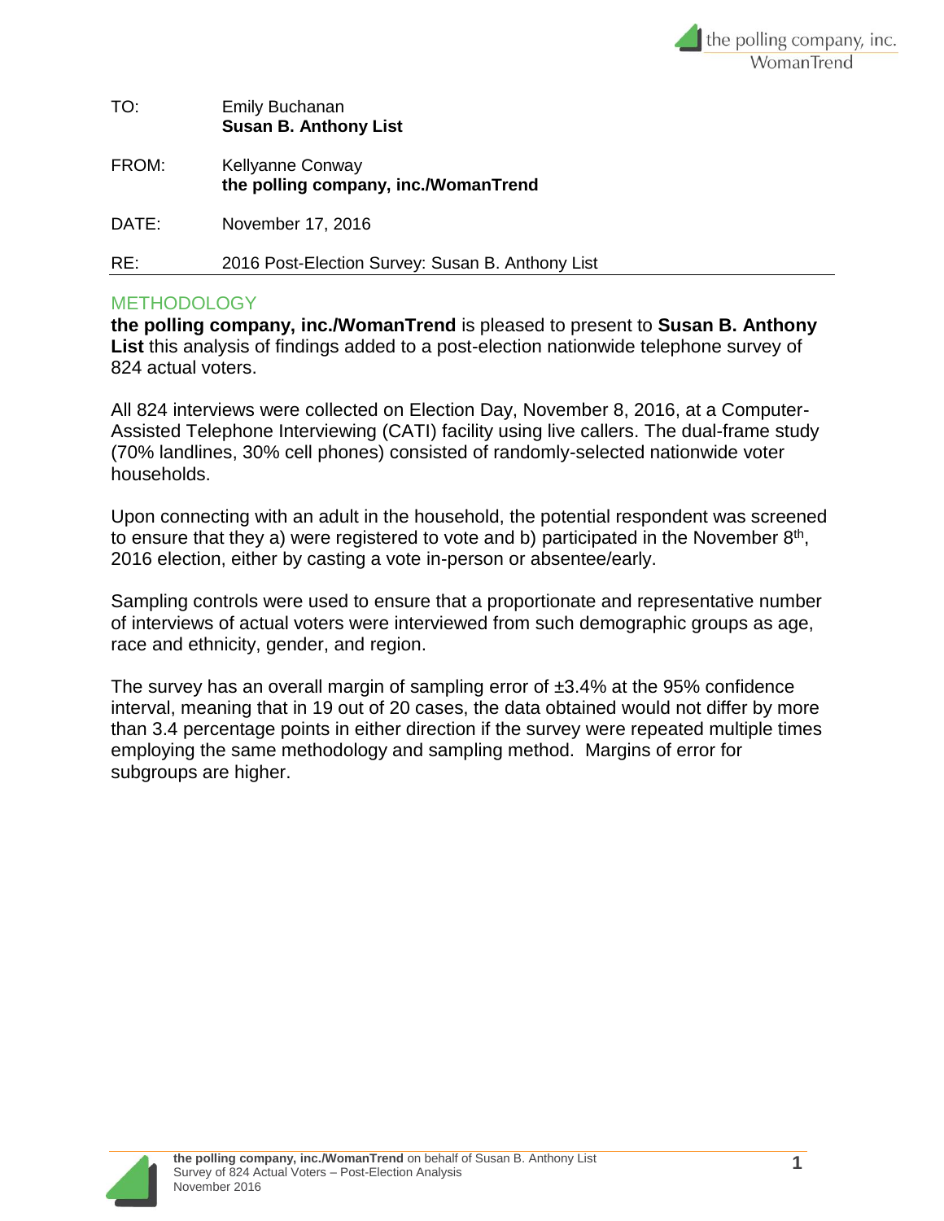TO: Emily Buchanan
**Susan B. Anthony List**

FROM: Kellyanne Conway
**the polling company, inc./WomanTrend**

DATE: November 17, 2016

RE: 2016 Post-Election Survey: Susan B. Anthony List

## METHODOLOGY

**the polling company, inc./WomanTrend** is pleased to present to **Susan B. Anthony List** this analysis of findings added to a post-election nationwide telephone survey of 824 actual voters.

All 824 interviews were collected on Election Day, November 8, 2016, at a Computer-Assisted Telephone Interviewing (CATI) facility using live callers. The dual-frame study (70% landlines, 30% cell phones) consisted of randomly-selected nationwide voter households.

Upon connecting with an adult in the household, the potential respondent was screened to ensure that they a) were registered to vote and b) participated in the November 8th, 2016 election, either by casting a vote in-person or absentee/early.

Sampling controls were used to ensure that a proportionate and representative number of interviews of actual voters were interviewed from such demographic groups as age, race and ethnicity, gender, and region.

The survey has an overall margin of sampling error of ±3.4% at the 95% confidence interval, meaning that in 19 out of 20 cases, the data obtained would not differ by more than 3.4 percentage points in either direction if the survey were repeated multiple times employing the same methodology and sampling method. Margins of error for subgroups are higher.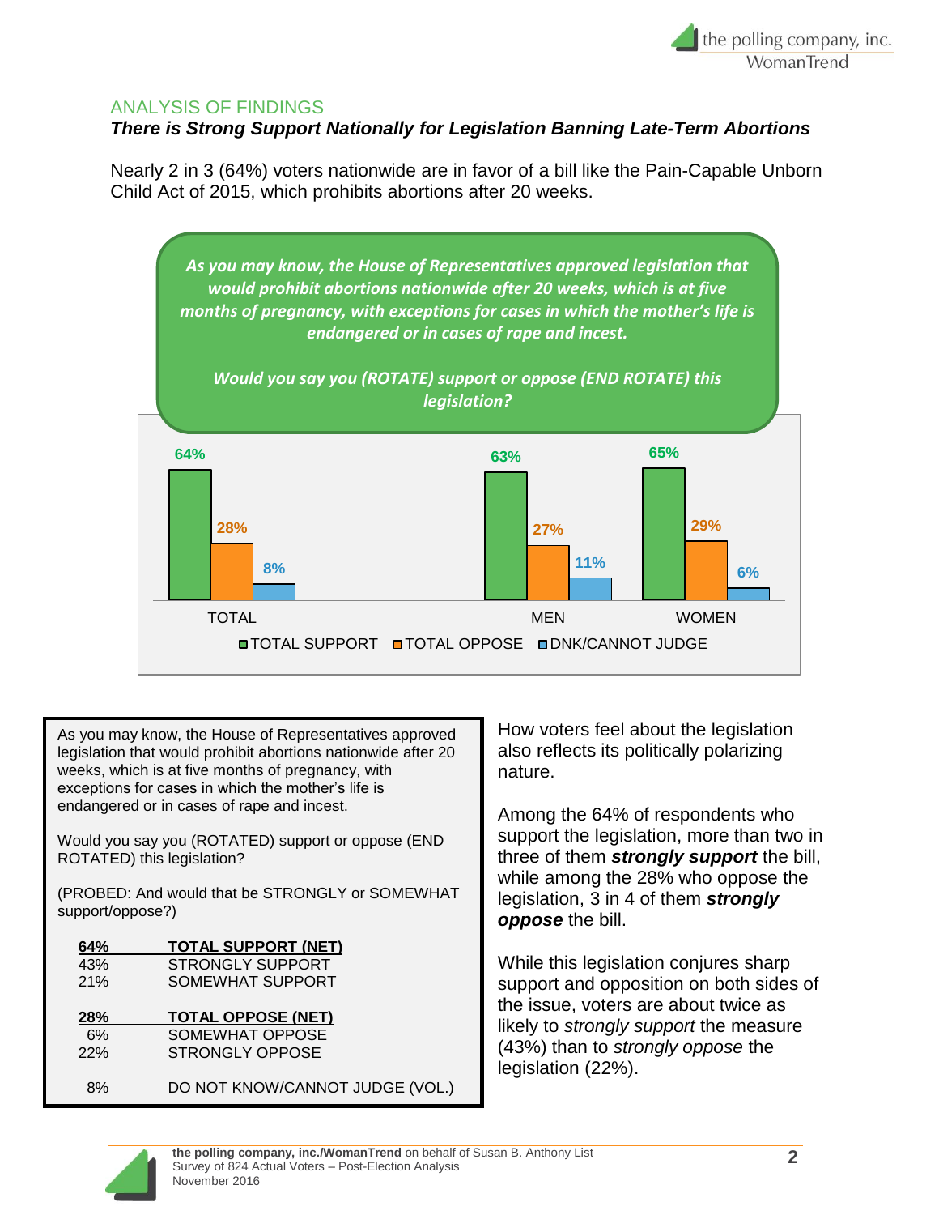## ANALYSIS OF FINDINGS

### *There is Strong Support Nationally for Legislation Banning Late-Term Abortions*

Nearly 2 in 3 (64%) voters nationwide are in favor of a bill like the Pain-Capable Unborn Child Act of 2015, which prohibits abortions after 20 weeks.

***As you may know, the House of Representatives approved legislation that would prohibit abortions nationwide after 20 weeks, which is at five months of pregnancy, with exceptions for cases in which the mother's life is endangered or in cases of rape and incest.***

***Would you say you (ROTATE) support or oppose (END ROTATE) this legislation?***

| | TOTAL SUPPORT | TOTAL OPPOSE | DNK/CANNOT JUDGE |
|---|---|---|---|
| TOTAL | 64% | 28% | 8% |
| MEN | 63% | 27% | 11% |
| WOMEN | 65% | 29% | 6% |

As you may know, the House of Representatives approved legislation that would prohibit abortions nationwide after 20 weeks, which is at five months of pregnancy, with exceptions for cases in which the mother's life is endangered or in cases of rape and incest.

Would you say you (ROTATED) support or oppose (END ROTATED) this legislation?

(PROBED: And would that be STRONGLY or SOMEWHAT support/oppose?)

| | |
|---|---|
| **64%** | **TOTAL SUPPORT (NET)** |
| 43% | STRONGLY SUPPORT |
| 21% | SOMEWHAT SUPPORT |
| **28%** | **TOTAL OPPOSE (NET)** |
| 6% | SOMEWHAT OPPOSE |
| 22% | STRONGLY OPPOSE |
| 8% | DO NOT KNOW/CANNOT JUDGE (VOL.) |

How voters feel about the legislation also reflects its politically polarizing nature.

Among the 64% of respondents who support the legislation, more than two in three of them ***strongly support*** the bill, while among the 28% who oppose the legislation, 3 in 4 of them ***strongly oppose*** the bill.

While this legislation conjures sharp support and opposition on both sides of the issue, voters are about twice as likely to *strongly support* the measure (43%) than to *strongly oppose* the legislation (22%).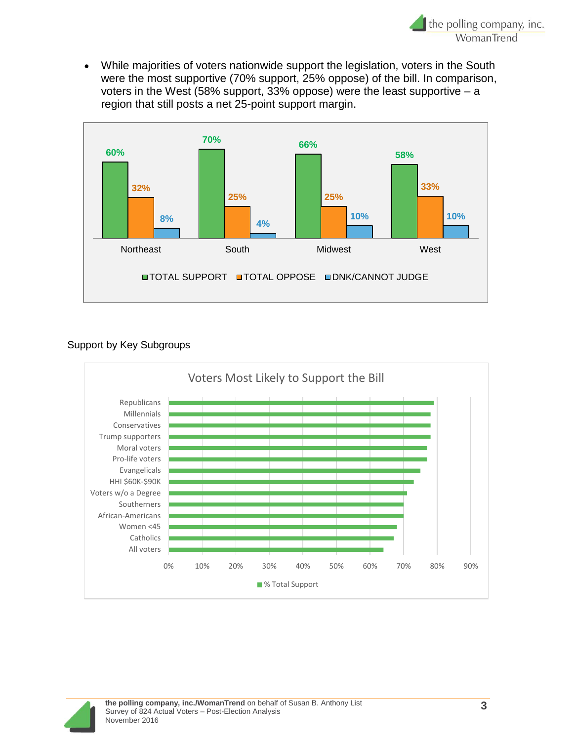- While majorities of voters nationwide support the legislation, voters in the South were the most supportive (70% support, 25% oppose) of the bill. In comparison, voters in the West (58% support, 33% oppose) were the least supportive – a region that still posts a net 25-point support margin.

60%
32%
8%
Northeast

70%
25%
4%
South

66%
25%
10%
Midwest

58%
33%
10%
West

TOTAL SUPPORT
TOTAL OPPOSE
DNK/CANNOT JUDGE

Support by Key Subgroups

Voters Most Likely to Support the Bill

Republicans
Millennials
Conservatives
Trump supporters
Moral voters
Pro-life voters
Evangelicals
HHI $60K-$90K
Voters w/o a Degree
Southerners
African-Americans
Women <45
Catholics
All voters

0% 10% 20% 30% 40% 50% 60% 70% 80% 90%

% Total Support

**the polling company, inc./WomanTrend** on behalf of Susan B. Anthony List
Survey of 824 Actual Voters – Post-Election Analysis
November 2016